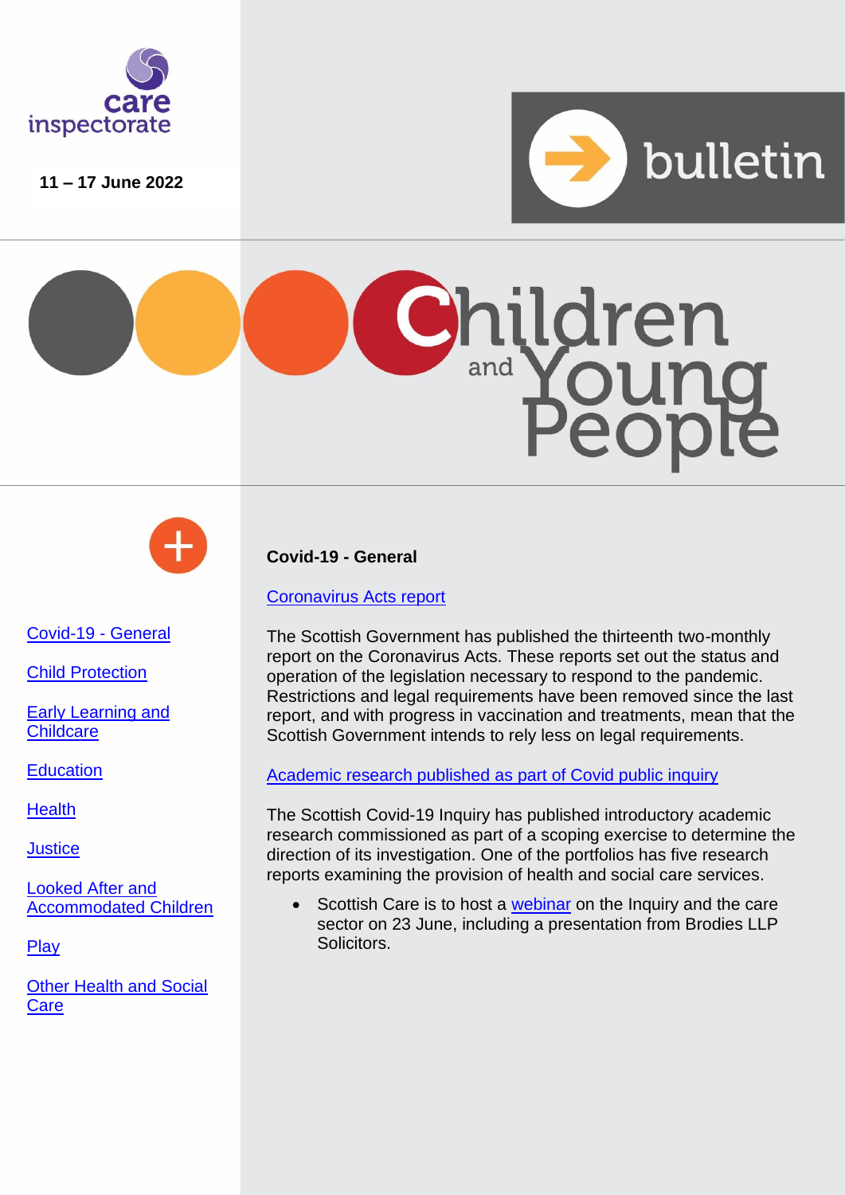care inspectorate

11 – 17 June 2022

bulletin

# Children and Young People

- Covid-19 - General
- Child Protection
- Early Learning and Childcare
- Education
- Health
- Justice
- Looked After and Accommodated Children
- Play
- Other Health and Social Care

## Covid-19 - General

### Coronavirus Acts report

The Scottish Government has published the thirteenth two-monthly report on the Coronavirus Acts. These reports set out the status and operation of the legislation necessary to respond to the pandemic. Restrictions and legal requirements have been removed since the last report, and with progress in vaccination and treatments, mean that the Scottish Government intends to rely less on legal requirements.

### Academic research published as part of Covid public inquiry

The Scottish Covid-19 Inquiry has published introductory academic research commissioned as part of a scoping exercise to determine the direction of its investigation. One of the portfolios has five research reports examining the provision of health and social care services.

- Scottish Care is to host a webinar on the Inquiry and the care sector on 23 June, including a presentation from Brodies LLP Solicitors.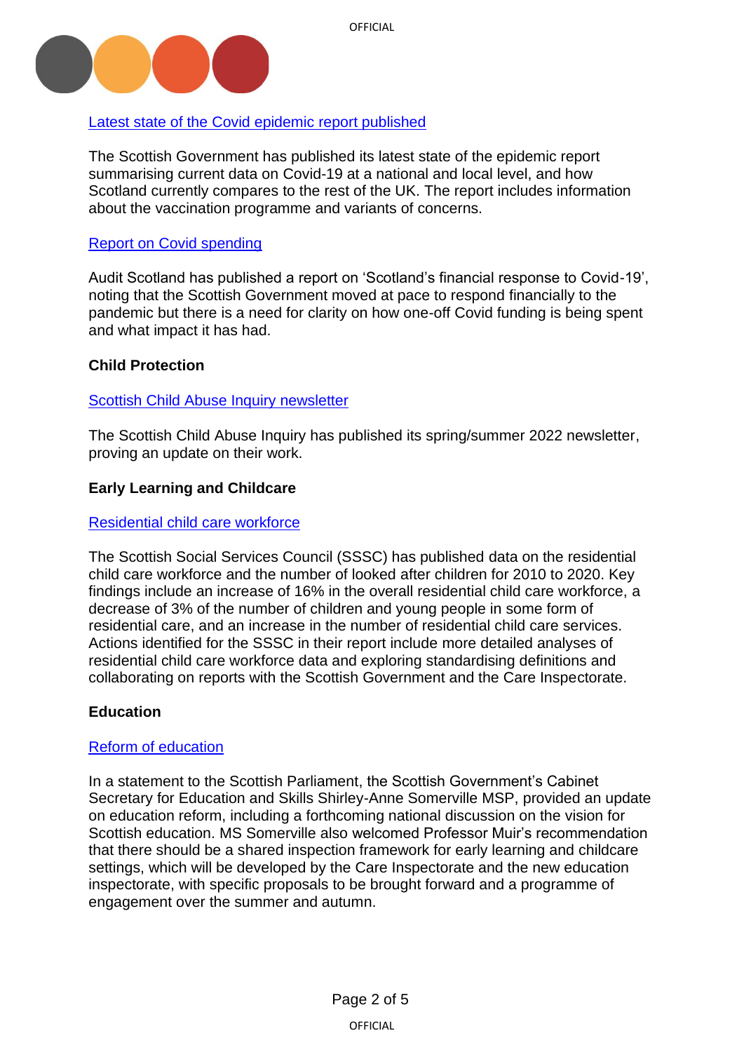Latest state of the Covid epidemic report published

The Scottish Government has published its latest state of the epidemic report summarising current data on Covid-19 at a national and local level, and how Scotland currently compares to the rest of the UK. The report includes information about the vaccination programme and variants of concerns.

Report on Covid spending

Audit Scotland has published a report on 'Scotland's financial response to Covid-19', noting that the Scottish Government moved at pace to respond financially to the pandemic but there is a need for clarity on how one-off Covid funding is being spent and what impact it has had.

**Child Protection**

Scottish Child Abuse Inquiry newsletter

The Scottish Child Abuse Inquiry has published its spring/summer 2022 newsletter, proving an update on their work.

**Early Learning and Childcare**

Residential child care workforce

The Scottish Social Services Council (SSSC) has published data on the residential child care workforce and the number of looked after children for 2010 to 2020. Key findings include an increase of 16% in the overall residential child care workforce, a decrease of 3% of the number of children and young people in some form of residential care, and an increase in the number of residential child care services. Actions identified for the SSSC in their report include more detailed analyses of residential child care workforce data and exploring standardising definitions and collaborating on reports with the Scottish Government and the Care Inspectorate.

**Education**

Reform of education

In a statement to the Scottish Parliament, the Scottish Government's Cabinet Secretary for Education and Skills Shirley-Anne Somerville MSP, provided an update on education reform, including a forthcoming national discussion on the vision for Scottish education. MS Somerville also welcomed Professor Muir's recommendation that there should be a shared inspection framework for early learning and childcare settings, which will be developed by the Care Inspectorate and the new education inspectorate, with specific proposals to be brought forward and a programme of engagement over the summer and autumn.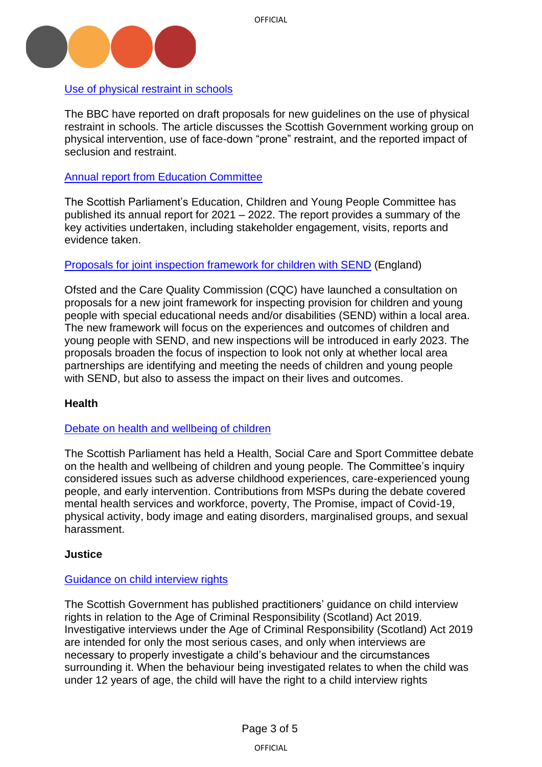[Use of physical restraint in schools]

The BBC have reported on draft proposals for new guidelines on the use of physical restraint in schools. The article discusses the Scottish Government working group on physical intervention, use of face-down "prone" restraint, and the reported impact of seclusion and restraint.

[Annual report from Education Committee]

The Scottish Parliament's Education, Children and Young People Committee has published its annual report for 2021 – 2022. The report provides a summary of the key activities undertaken, including stakeholder engagement, visits, reports and evidence taken.

[Proposals for joint inspection framework for children with SEND] (England)

Ofsted and the Care Quality Commission (CQC) have launched a consultation on proposals for a new joint framework for inspecting provision for children and young people with special educational needs and/or disabilities (SEND) within a local area. The new framework will focus on the experiences and outcomes of children and young people with SEND, and new inspections will be introduced in early 2023. The proposals broaden the focus of inspection to look not only at whether local area partnerships are identifying and meeting the needs of children and young people with SEND, but also to assess the impact on their lives and outcomes.

**Health**

[Debate on health and wellbeing of children]

The Scottish Parliament has held a Health, Social Care and Sport Committee debate on the health and wellbeing of children and young people. The Committee's inquiry considered issues such as adverse childhood experiences, care-experienced young people, and early intervention. Contributions from MSPs during the debate covered mental health services and workforce, poverty, The Promise, impact of Covid-19, physical activity, body image and eating disorders, marginalised groups, and sexual harassment.

**Justice**

[Guidance on child interview rights]

The Scottish Government has published practitioners' guidance on child interview rights in relation to the Age of Criminal Responsibility (Scotland) Act 2019. Investigative interviews under the Age of Criminal Responsibility (Scotland) Act 2019 are intended for only the most serious cases, and only when interviews are necessary to properly investigate a child's behaviour and the circumstances surrounding it. When the behaviour being investigated relates to when the child was under 12 years of age, the child will have the right to a child interview rights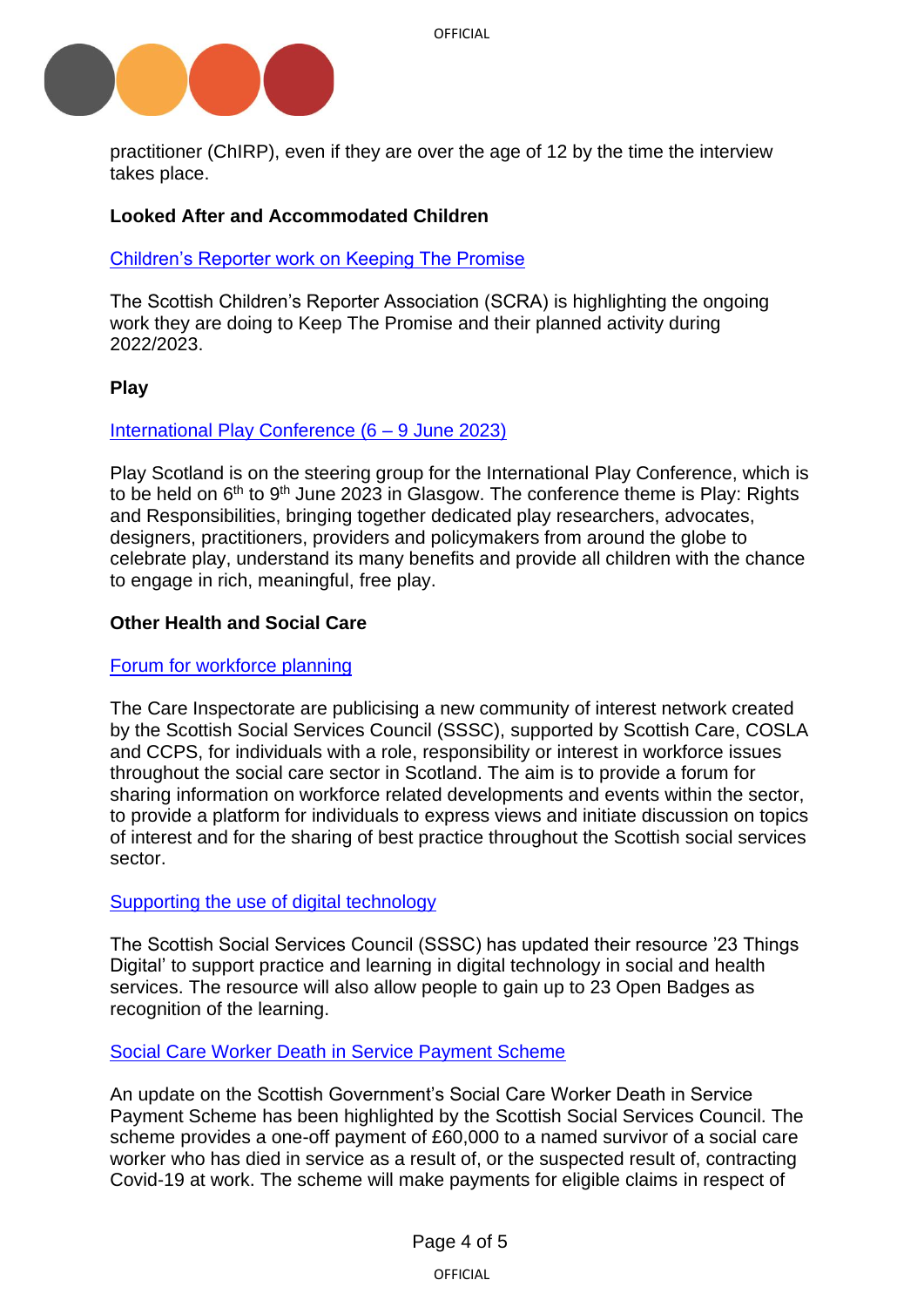practitioner (ChIRP), even if they are over the age of 12 by the time the interview takes place.

**Looked After and Accommodated Children**

Children's Reporter work on Keeping The Promise

The Scottish Children's Reporter Association (SCRA) is highlighting the ongoing work they are doing to Keep The Promise and their planned activity during 2022/2023.

**Play**

International Play Conference (6 – 9 June 2023)

Play Scotland is on the steering group for the International Play Conference, which is to be held on 6th to 9th June 2023 in Glasgow. The conference theme is Play: Rights and Responsibilities, bringing together dedicated play researchers, advocates, designers, practitioners, providers and policymakers from around the globe to celebrate play, understand its many benefits and provide all children with the chance to engage in rich, meaningful, free play.

**Other Health and Social Care**

Forum for workforce planning

The Care Inspectorate are publicising a new community of interest network created by the Scottish Social Services Council (SSSC), supported by Scottish Care, COSLA and CCPS, for individuals with a role, responsibility or interest in workforce issues throughout the social care sector in Scotland. The aim is to provide a forum for sharing information on workforce related developments and events within the sector, to provide a platform for individuals to express views and initiate discussion on topics of interest and for the sharing of best practice throughout the Scottish social services sector.

Supporting the use of digital technology

The Scottish Social Services Council (SSSC) has updated their resource '23 Things Digital' to support practice and learning in digital technology in social and health services. The resource will also allow people to gain up to 23 Open Badges as recognition of the learning.

Social Care Worker Death in Service Payment Scheme

An update on the Scottish Government's Social Care Worker Death in Service Payment Scheme has been highlighted by the Scottish Social Services Council. The scheme provides a one-off payment of £60,000 to a named survivor of a social care worker who has died in service as a result of, or the suspected result of, contracting Covid-19 at work. The scheme will make payments for eligible claims in respect of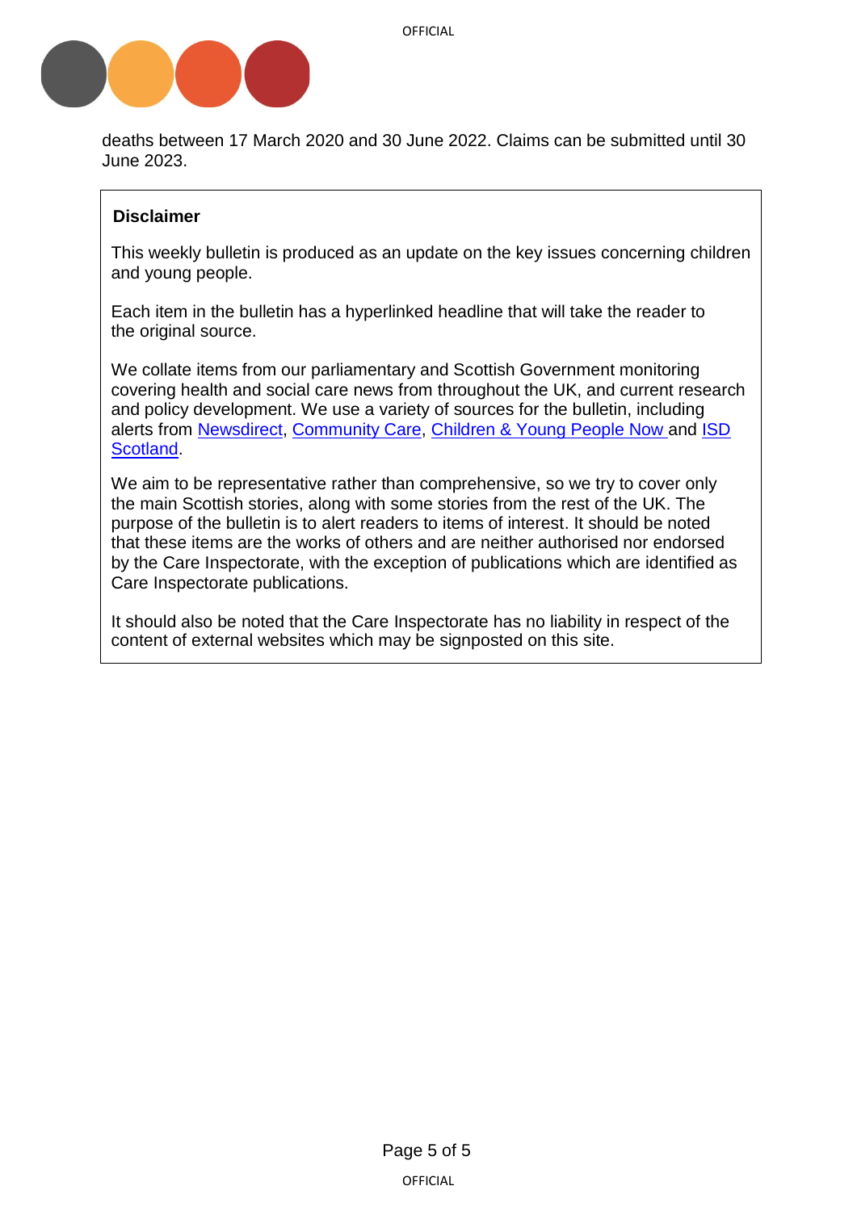deaths between 17 March 2020 and 30 June 2022. Claims can be submitted until 30 June 2023.

**Disclaimer**

This weekly bulletin is produced as an update on the key issues concerning children and young people.

Each item in the bulletin has a hyperlinked headline that will take the reader to the original source.

We collate items from our parliamentary and Scottish Government monitoring covering health and social care news from throughout the UK, and current research and policy development. We use a variety of sources for the bulletin, including alerts from Newsdirect, Community Care, Children & Young People Now and ISD Scotland.

We aim to be representative rather than comprehensive, so we try to cover only the main Scottish stories, along with some stories from the rest of the UK. The purpose of the bulletin is to alert readers to items of interest. It should be noted that these items are the works of others and are neither authorised nor endorsed by the Care Inspectorate, with the exception of publications which are identified as Care Inspectorate publications.

It should also be noted that the Care Inspectorate has no liability in respect of the content of external websites which may be signposted on this site.